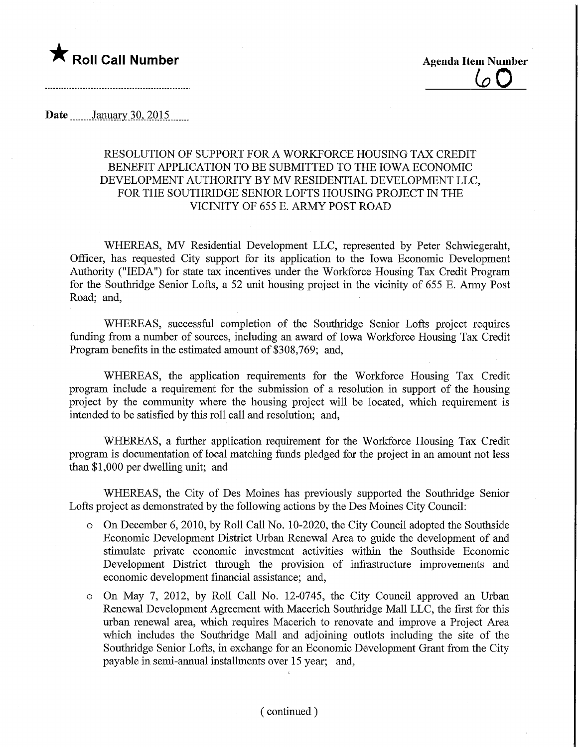★ **Roll Call Number**

**Agenda Item Number**
60

**Date** January 30, 2015

RESOLUTION OF SUPPORT FOR A WORKFORCE HOUSING TAX CREDIT BENEFIT APPLICATION TO BE SUBMITTED TO THE IOWA ECONOMIC DEVELOPMENT AUTHORITY BY MV RESIDENTIAL DEVELOPMENT LLC, FOR THE SOUTHRIDGE SENIOR LOFTS HOUSING PROJECT IN THE VICINITY OF 655 E. ARMY POST ROAD

WHEREAS, MV Residential Development LLC, represented by Peter Schwiegeraht, Officer, has requested City support for its application to the Iowa Economic Development Authority ("IEDA") for state tax incentives under the Workforce Housing Tax Credit Program for the Southridge Senior Lofts, a 52 unit housing project in the vicinity of 655 E. Army Post Road; and,

WHEREAS, successful completion of the Southridge Senior Lofts project requires funding from a number of sources, including an award of Iowa Workforce Housing Tax Credit Program benefits in the estimated amount of $308,769; and,

WHEREAS, the application requirements for the Workforce Housing Tax Credit program include a requirement for the submission of a resolution in support of the housing project by the community where the housing project will be located, which requirement is intended to be satisfied by this roll call and resolution; and,

WHEREAS, a further application requirement for the Workforce Housing Tax Credit program is documentation of local matching funds pledged for the project in an amount not less than $1,000 per dwelling unit; and

WHEREAS, the City of Des Moines has previously supported the Southridge Senior Lofts project as demonstrated by the following actions by the Des Moines City Council:

- On December 6, 2010, by Roll Call No. 10-2020, the City Council adopted the Southside Economic Development District Urban Renewal Area to guide the development of and stimulate private economic investment activities within the Southside Economic Development District through the provision of infrastructure improvements and economic development financial assistance; and,
- On May 7, 2012, by Roll Call No. 12-0745, the City Council approved an Urban Renewal Development Agreement with Macerich Southridge Mall LLC, the first for this urban renewal area, which requires Macerich to renovate and improve a Project Area which includes the Southridge Mall and adjoining outlots including the site of the Southridge Senior Lofts, in exchange for an Economic Development Grant from the City payable in semi-annual installments over 15 year; and,

(continued)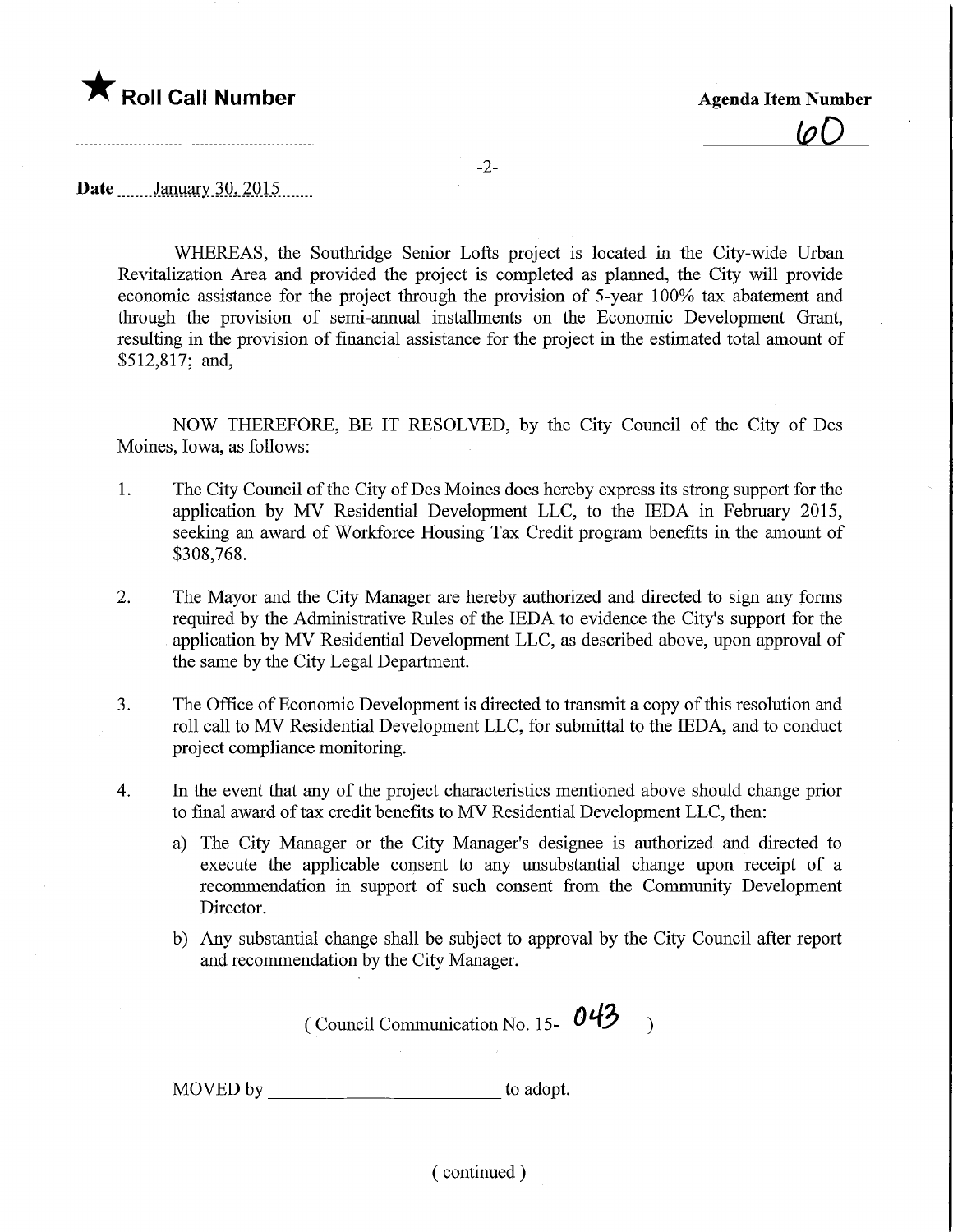★ **Roll Call Number**

**Agenda Item Number**

60

**Date** January 30, 2015

WHEREAS, the Southridge Senior Lofts project is located in the City-wide Urban Revitalization Area and provided the project is completed as planned, the City will provide economic assistance for the project through the provision of 5-year 100% tax abatement and through the provision of semi-annual installments on the Economic Development Grant, resulting in the provision of financial assistance for the project in the estimated total amount of $512,817; and,

NOW THEREFORE, BE IT RESOLVED, by the City Council of the City of Des Moines, Iowa, as follows:

1. The City Council of the City of Des Moines does hereby express its strong support for the application by MV Residential Development LLC, to the IEDA in February 2015, seeking an award of Workforce Housing Tax Credit program benefits in the amount of $308,768.

2. The Mayor and the City Manager are hereby authorized and directed to sign any forms required by the Administrative Rules of the IEDA to evidence the City's support for the application by MV Residential Development LLC, as described above, upon approval of the same by the City Legal Department.

3. The Office of Economic Development is directed to transmit a copy of this resolution and roll call to MV Residential Development LLC, for submittal to the IEDA, and to conduct project compliance monitoring.

4. In the event that any of the project characteristics mentioned above should change prior to final award of tax credit benefits to MV Residential Development LLC, then:
   a) The City Manager or the City Manager's designee is authorized and directed to execute the applicable consent to any unsubstantial change upon receipt of a recommendation in support of such consent from the Community Development Director.
   b) Any substantial change shall be subject to approval by the City Council after report and recommendation by the City Manager.

( Council Communication No. 15- 043 )

MOVED by ____________________ to adopt.

( continued )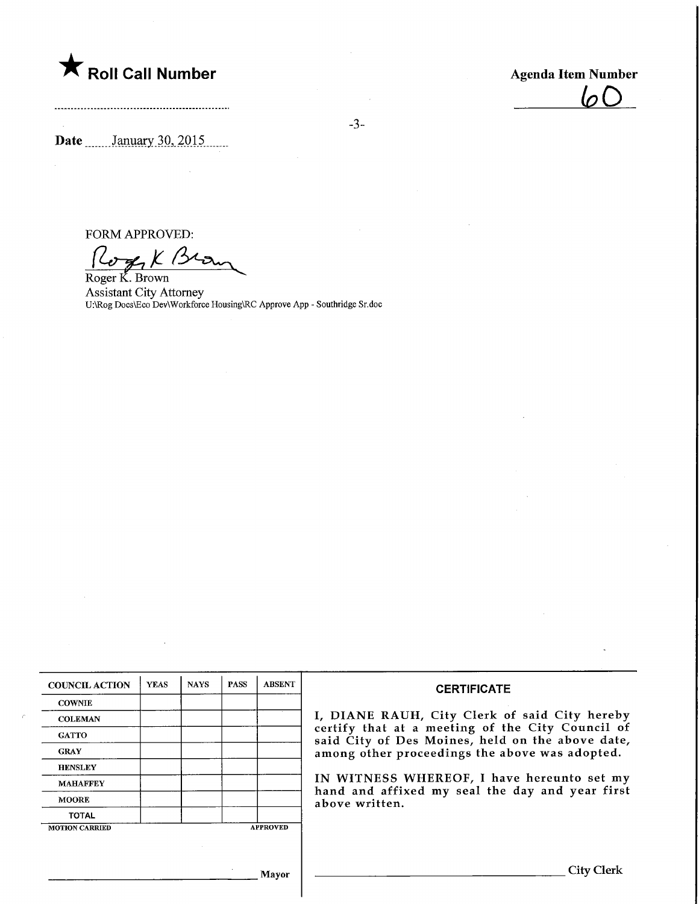★ **Roll Call Number**

**Agenda Item Number**

60

Date January 30, 2015

FORM APPROVED:

Roger K. Brown

Roger K. Brown
Assistant City Attorney
U:\Rog Docs\Eco Dev\Workforce Housing\RC Approve App - Southridge Sr.doc

| COUNCIL ACTION | YEAS | NAYS | PASS | ABSENT |
|---|---|---|---|---|
| COWNIE | | | | |
| COLEMAN | | | | |
| GATTO | | | | |
| GRAY | | | | |
| HENSLEY | | | | |
| MAHAFFEY | | | | |
| MOORE | | | | |
| TOTAL | | | | |

MOTION CARRIED APPROVED

_______________ Mayor

**CERTIFICATE**

I, DIANE RAUH, City Clerk of said City hereby certify that at a meeting of the City Council of said City of Des Moines, held on the above date, among other proceedings the above was adopted.

IN WITNESS WHEREOF, I have hereunto set my hand and affixed my seal the day and year first above written.

_______________ City Clerk